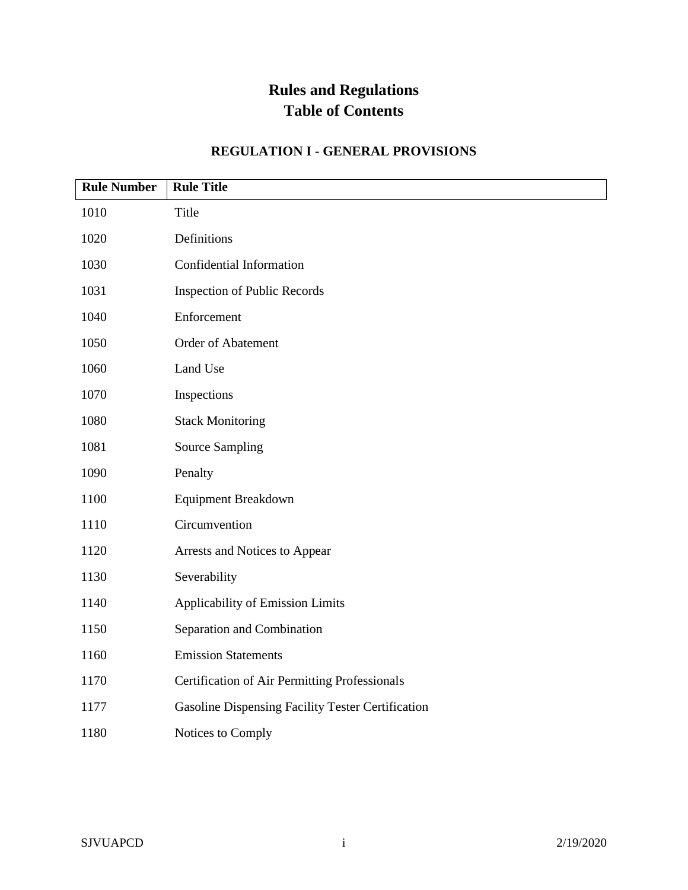# Rules and Regulations
# Table of Contents

## REGULATION I - GENERAL PROVISIONS

| Rule Number | Rule Title |
|---|---|
| 1010 | Title |
| 1020 | Definitions |
| 1030 | Confidential Information |
| 1031 | Inspection of Public Records |
| 1040 | Enforcement |
| 1050 | Order of Abatement |
| 1060 | Land Use |
| 1070 | Inspections |
| 1080 | Stack Monitoring |
| 1081 | Source Sampling |
| 1090 | Penalty |
| 1100 | Equipment Breakdown |
| 1110 | Circumvention |
| 1120 | Arrests and Notices to Appear |
| 1130 | Severability |
| 1140 | Applicability of Emission Limits |
| 1150 | Separation and Combination |
| 1160 | Emission Statements |
| 1170 | Certification of Air Permitting Professionals |
| 1177 | Gasoline Dispensing Facility Tester Certification |
| 1180 | Notices to Comply |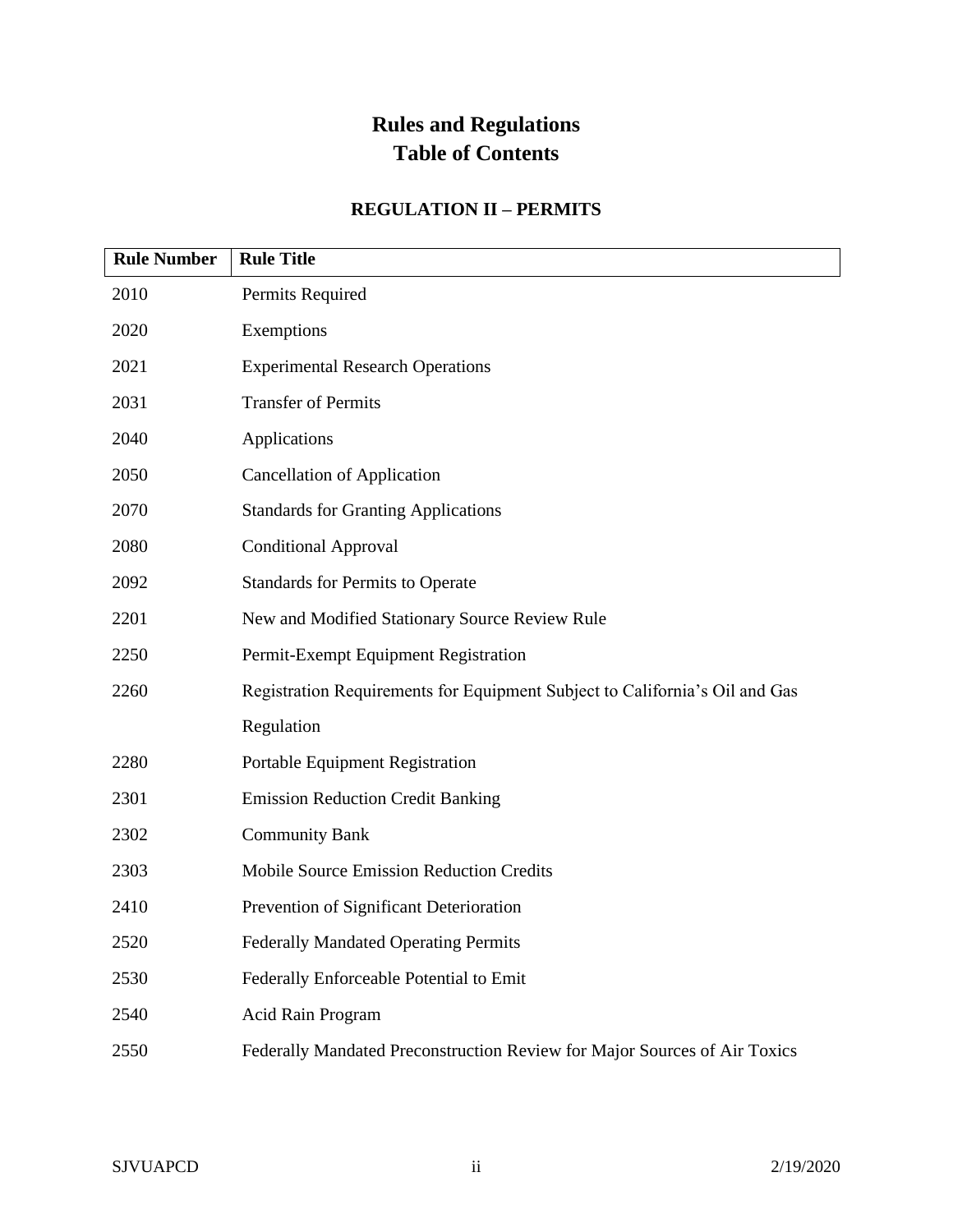# Rules and Regulations
# Table of Contents

## REGULATION II – PERMITS

| Rule Number | Rule Title |
|---|---|
| 2010 | Permits Required |
| 2020 | Exemptions |
| 2021 | Experimental Research Operations |
| 2031 | Transfer of Permits |
| 2040 | Applications |
| 2050 | Cancellation of Application |
| 2070 | Standards for Granting Applications |
| 2080 | Conditional Approval |
| 2092 | Standards for Permits to Operate |
| 2201 | New and Modified Stationary Source Review Rule |
| 2250 | Permit-Exempt Equipment Registration |
| 2260 | Registration Requirements for Equipment Subject to California's Oil and Gas Regulation |
| 2280 | Portable Equipment Registration |
| 2301 | Emission Reduction Credit Banking |
| 2302 | Community Bank |
| 2303 | Mobile Source Emission Reduction Credits |
| 2410 | Prevention of Significant Deterioration |
| 2520 | Federally Mandated Operating Permits |
| 2530 | Federally Enforceable Potential to Emit |
| 2540 | Acid Rain Program |
| 2550 | Federally Mandated Preconstruction Review for Major Sources of Air Toxics |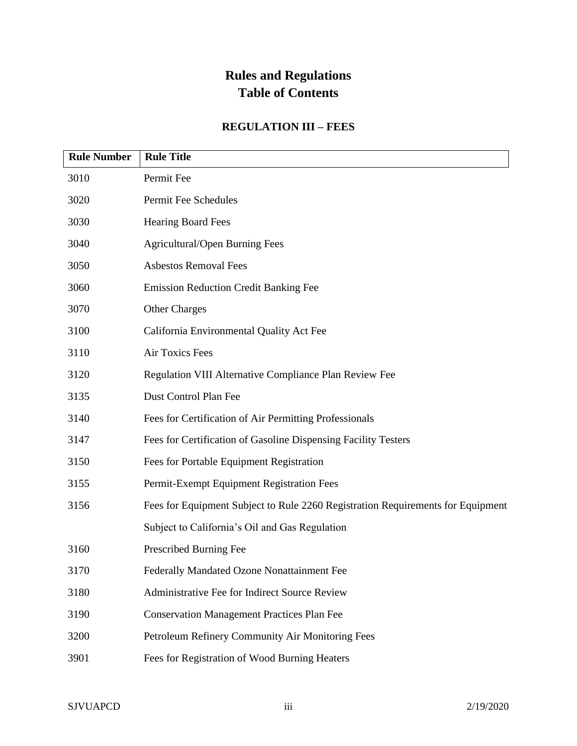# Rules and Regulations
# Table of Contents

## REGULATION III – FEES

| Rule Number | Rule Title |
|---|---|
| 3010 | Permit Fee |
| 3020 | Permit Fee Schedules |
| 3030 | Hearing Board Fees |
| 3040 | Agricultural/Open Burning Fees |
| 3050 | Asbestos Removal Fees |
| 3060 | Emission Reduction Credit Banking Fee |
| 3070 | Other Charges |
| 3100 | California Environmental Quality Act Fee |
| 3110 | Air Toxics Fees |
| 3120 | Regulation VIII Alternative Compliance Plan Review Fee |
| 3135 | Dust Control Plan Fee |
| 3140 | Fees for Certification of Air Permitting Professionals |
| 3147 | Fees for Certification of Gasoline Dispensing Facility Testers |
| 3150 | Fees for Portable Equipment Registration |
| 3155 | Permit-Exempt Equipment Registration Fees |
| 3156 | Fees for Equipment Subject to Rule 2260 Registration Requirements for Equipment Subject to California's Oil and Gas Regulation |
| 3160 | Prescribed Burning Fee |
| 3170 | Federally Mandated Ozone Nonattainment Fee |
| 3180 | Administrative Fee for Indirect Source Review |
| 3190 | Conservation Management Practices Plan Fee |
| 3200 | Petroleum Refinery Community Air Monitoring Fees |
| 3901 | Fees for Registration of Wood Burning Heaters |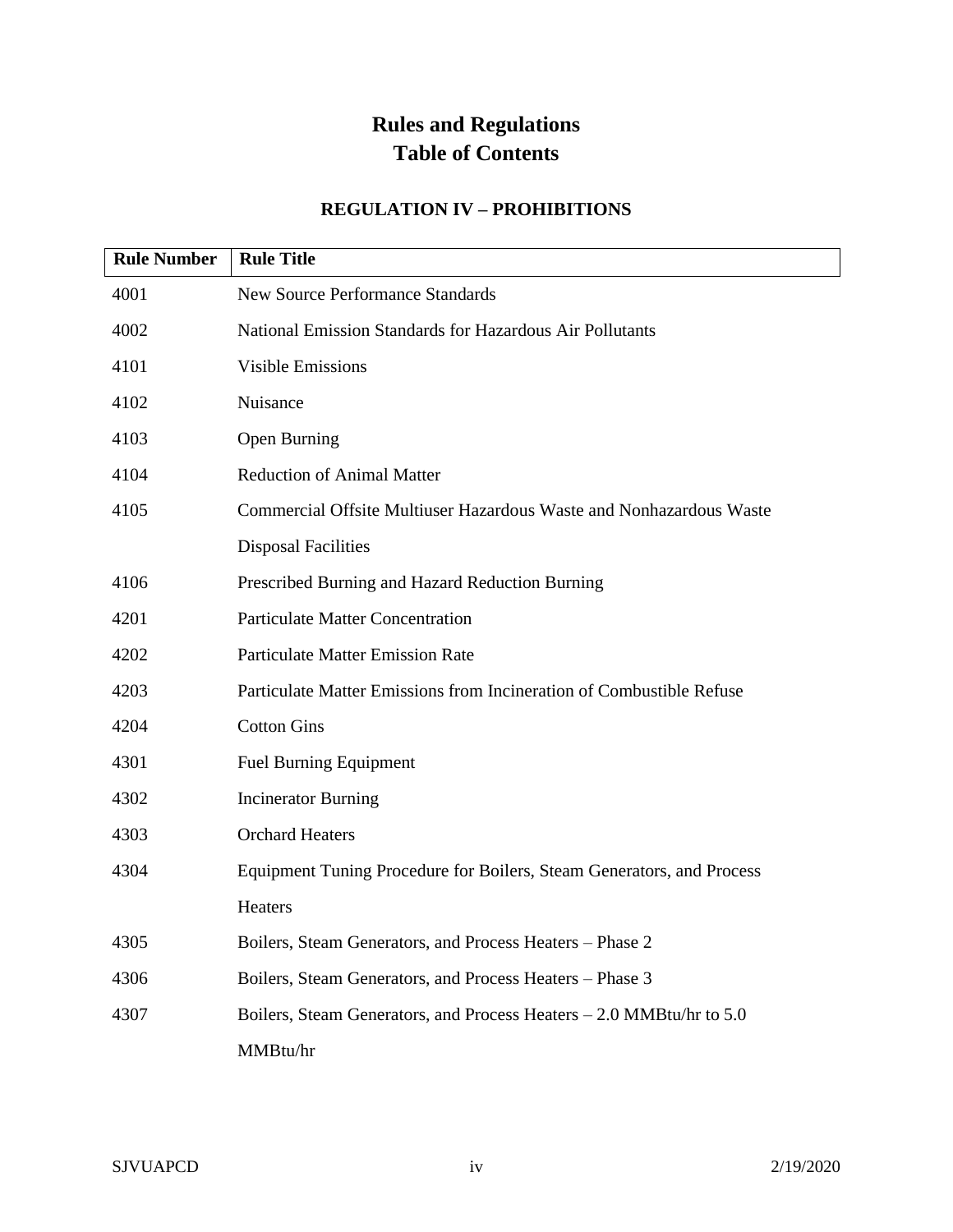# Rules and Regulations
# Table of Contents

## REGULATION IV – PROHIBITIONS

| Rule Number | Rule Title |
|---|---|
| 4001 | New Source Performance Standards |
| 4002 | National Emission Standards for Hazardous Air Pollutants |
| 4101 | Visible Emissions |
| 4102 | Nuisance |
| 4103 | Open Burning |
| 4104 | Reduction of Animal Matter |
| 4105 | Commercial Offsite Multiuser Hazardous Waste and Nonhazardous Waste Disposal Facilities |
| 4106 | Prescribed Burning and Hazard Reduction Burning |
| 4201 | Particulate Matter Concentration |
| 4202 | Particulate Matter Emission Rate |
| 4203 | Particulate Matter Emissions from Incineration of Combustible Refuse |
| 4204 | Cotton Gins |
| 4301 | Fuel Burning Equipment |
| 4302 | Incinerator Burning |
| 4303 | Orchard Heaters |
| 4304 | Equipment Tuning Procedure for Boilers, Steam Generators, and Process Heaters |
| 4305 | Boilers, Steam Generators, and Process Heaters – Phase 2 |
| 4306 | Boilers, Steam Generators, and Process Heaters – Phase 3 |
| 4307 | Boilers, Steam Generators, and Process Heaters – 2.0 MMBtu/hr to 5.0 MMBtu/hr |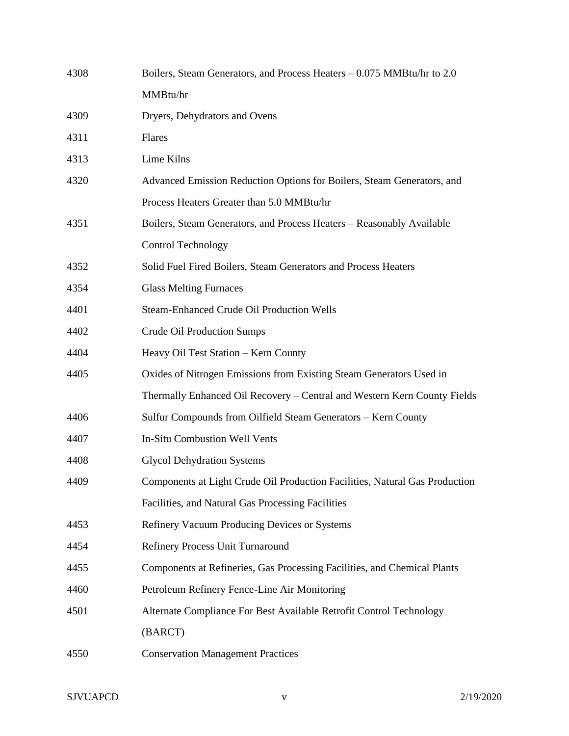| | |
|---|---|
| 4308 | Boilers, Steam Generators, and Process Heaters – 0.075 MMBtu/hr to 2.0 MMBtu/hr |
| 4309 | Dryers, Dehydrators and Ovens |
| 4311 | Flares |
| 4313 | Lime Kilns |
| 4320 | Advanced Emission Reduction Options for Boilers, Steam Generators, and Process Heaters Greater than 5.0 MMBtu/hr |
| 4351 | Boilers, Steam Generators, and Process Heaters – Reasonably Available Control Technology |
| 4352 | Solid Fuel Fired Boilers, Steam Generators and Process Heaters |
| 4354 | Glass Melting Furnaces |
| 4401 | Steam-Enhanced Crude Oil Production Wells |
| 4402 | Crude Oil Production Sumps |
| 4404 | Heavy Oil Test Station – Kern County |
| 4405 | Oxides of Nitrogen Emissions from Existing Steam Generators Used in Thermally Enhanced Oil Recovery – Central and Western Kern County Fields |
| 4406 | Sulfur Compounds from Oilfield Steam Generators – Kern County |
| 4407 | In-Situ Combustion Well Vents |
| 4408 | Glycol Dehydration Systems |
| 4409 | Components at Light Crude Oil Production Facilities, Natural Gas Production Facilities, and Natural Gas Processing Facilities |
| 4453 | Refinery Vacuum Producing Devices or Systems |
| 4454 | Refinery Process Unit Turnaround |
| 4455 | Components at Refineries, Gas Processing Facilities, and Chemical Plants |
| 4460 | Petroleum Refinery Fence-Line Air Monitoring |
| 4501 | Alternate Compliance For Best Available Retrofit Control Technology (BARCT) |
| 4550 | Conservation Management Practices |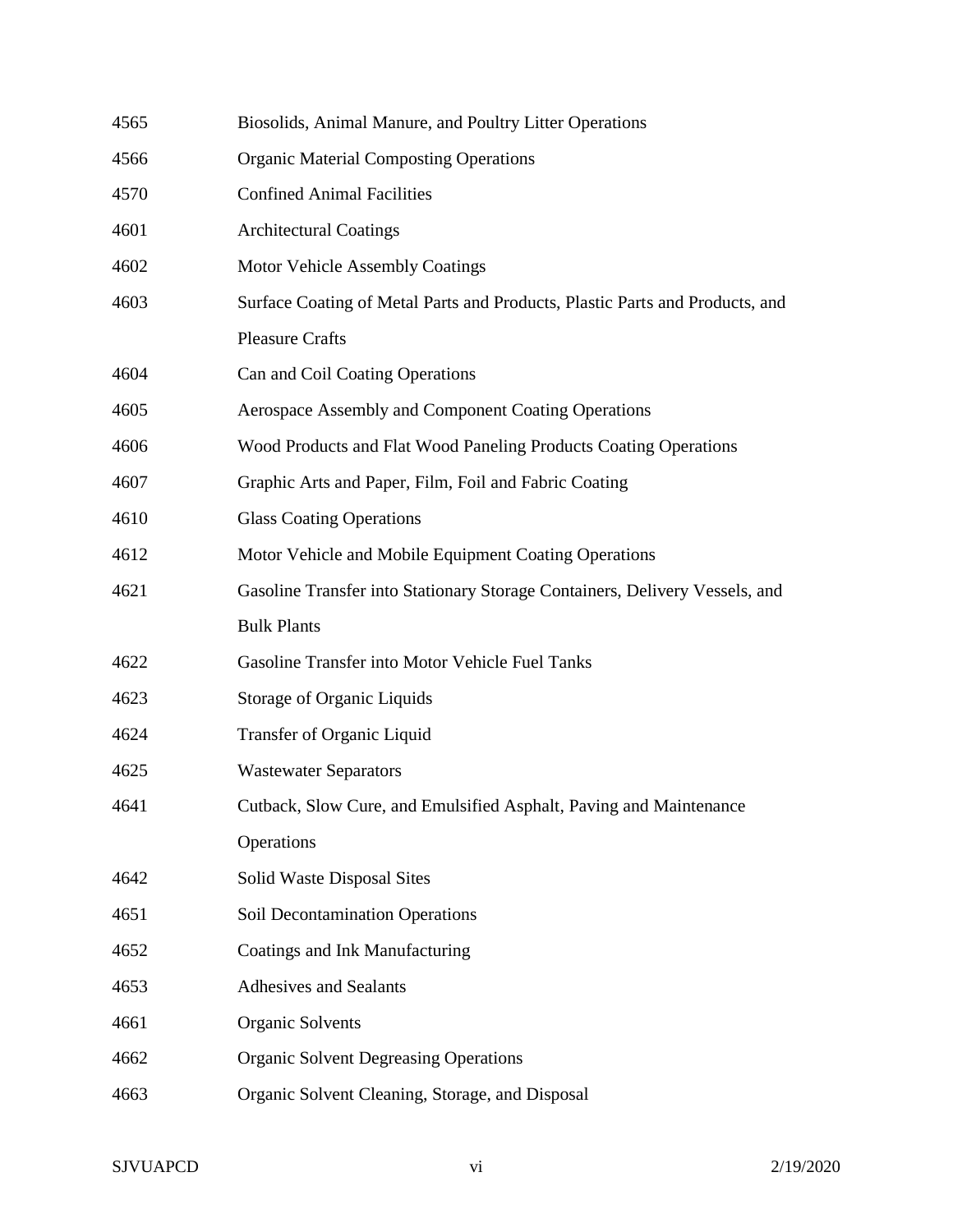| | |
|---|---|
| 4565 | Biosolids, Animal Manure, and Poultry Litter Operations |
| 4566 | Organic Material Composting Operations |
| 4570 | Confined Animal Facilities |
| 4601 | Architectural Coatings |
| 4602 | Motor Vehicle Assembly Coatings |
| 4603 | Surface Coating of Metal Parts and Products, Plastic Parts and Products, and Pleasure Crafts |
| 4604 | Can and Coil Coating Operations |
| 4605 | Aerospace Assembly and Component Coating Operations |
| 4606 | Wood Products and Flat Wood Paneling Products Coating Operations |
| 4607 | Graphic Arts and Paper, Film, Foil and Fabric Coating |
| 4610 | Glass Coating Operations |
| 4612 | Motor Vehicle and Mobile Equipment Coating Operations |
| 4621 | Gasoline Transfer into Stationary Storage Containers, Delivery Vessels, and Bulk Plants |
| 4622 | Gasoline Transfer into Motor Vehicle Fuel Tanks |
| 4623 | Storage of Organic Liquids |
| 4624 | Transfer of Organic Liquid |
| 4625 | Wastewater Separators |
| 4641 | Cutback, Slow Cure, and Emulsified Asphalt, Paving and Maintenance Operations |
| 4642 | Solid Waste Disposal Sites |
| 4651 | Soil Decontamination Operations |
| 4652 | Coatings and Ink Manufacturing |
| 4653 | Adhesives and Sealants |
| 4661 | Organic Solvents |
| 4662 | Organic Solvent Degreasing Operations |
| 4663 | Organic Solvent Cleaning, Storage, and Disposal |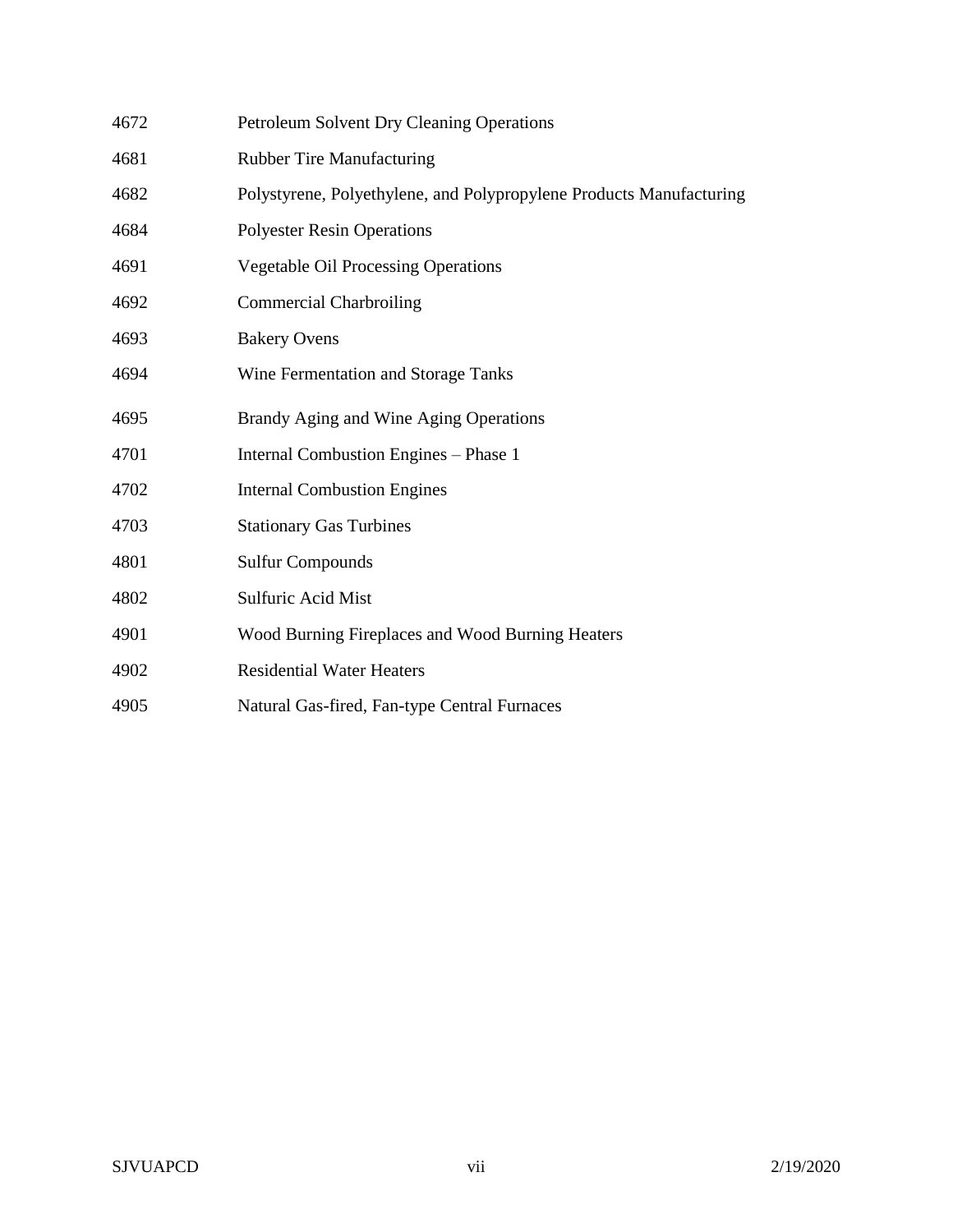| | |
|---|---|
| 4672 | Petroleum Solvent Dry Cleaning Operations |
| 4681 | Rubber Tire Manufacturing |
| 4682 | Polystyrene, Polyethylene, and Polypropylene Products Manufacturing |
| 4684 | Polyester Resin Operations |
| 4691 | Vegetable Oil Processing Operations |
| 4692 | Commercial Charbroiling |
| 4693 | Bakery Ovens |
| 4694 | Wine Fermentation and Storage Tanks |
| 4695 | Brandy Aging and Wine Aging Operations |
| 4701 | Internal Combustion Engines – Phase 1 |
| 4702 | Internal Combustion Engines |
| 4703 | Stationary Gas Turbines |
| 4801 | Sulfur Compounds |
| 4802 | Sulfuric Acid Mist |
| 4901 | Wood Burning Fireplaces and Wood Burning Heaters |
| 4902 | Residential Water Heaters |
| 4905 | Natural Gas-fired, Fan-type Central Furnaces |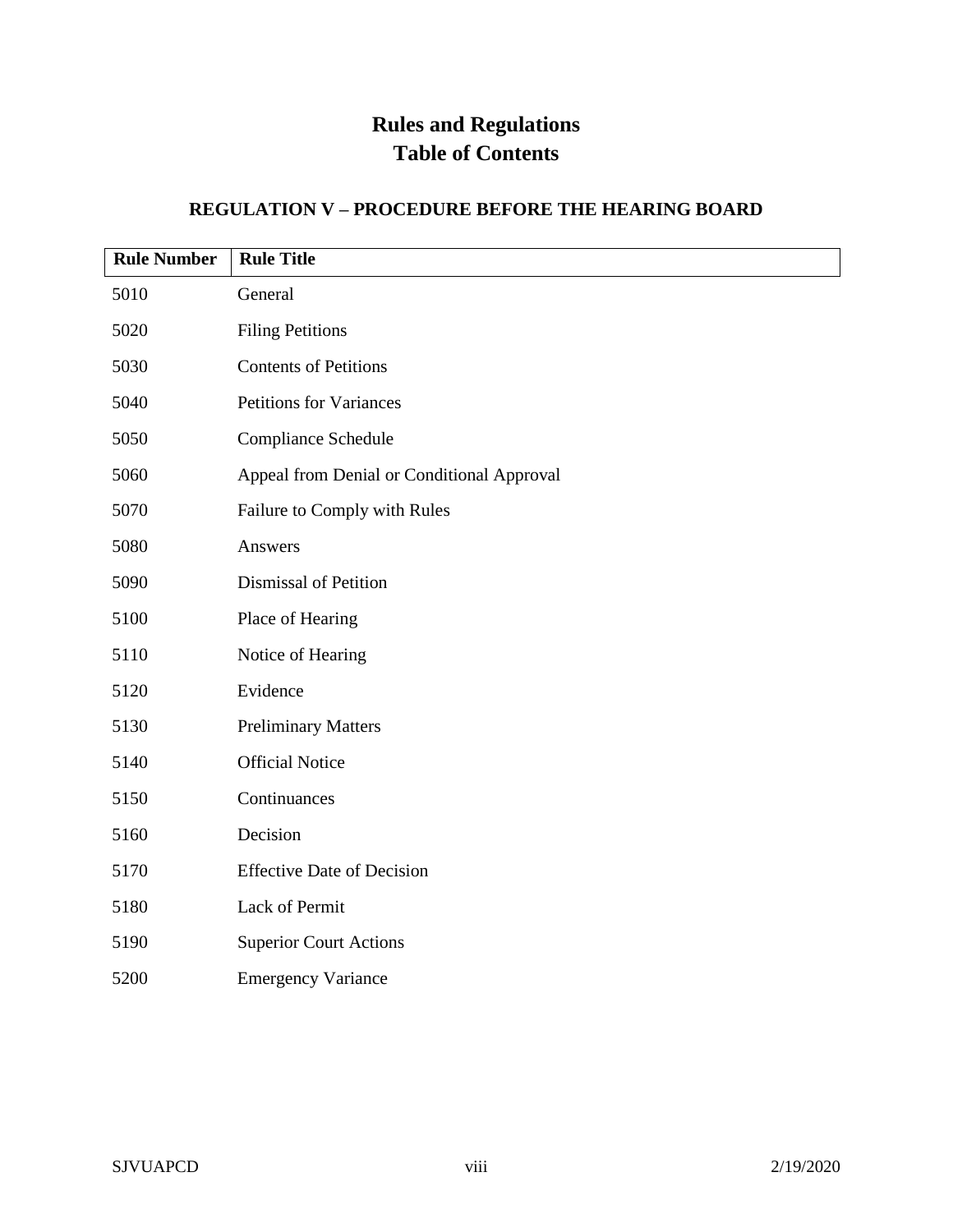# Rules and Regulations
# Table of Contents

## REGULATION V – PROCEDURE BEFORE THE HEARING BOARD

| Rule Number | Rule Title |
|---|---|
| 5010 | General |
| 5020 | Filing Petitions |
| 5030 | Contents of Petitions |
| 5040 | Petitions for Variances |
| 5050 | Compliance Schedule |
| 5060 | Appeal from Denial or Conditional Approval |
| 5070 | Failure to Comply with Rules |
| 5080 | Answers |
| 5090 | Dismissal of Petition |
| 5100 | Place of Hearing |
| 5110 | Notice of Hearing |
| 5120 | Evidence |
| 5130 | Preliminary Matters |
| 5140 | Official Notice |
| 5150 | Continuances |
| 5160 | Decision |
| 5170 | Effective Date of Decision |
| 5180 | Lack of Permit |
| 5190 | Superior Court Actions |
| 5200 | Emergency Variance |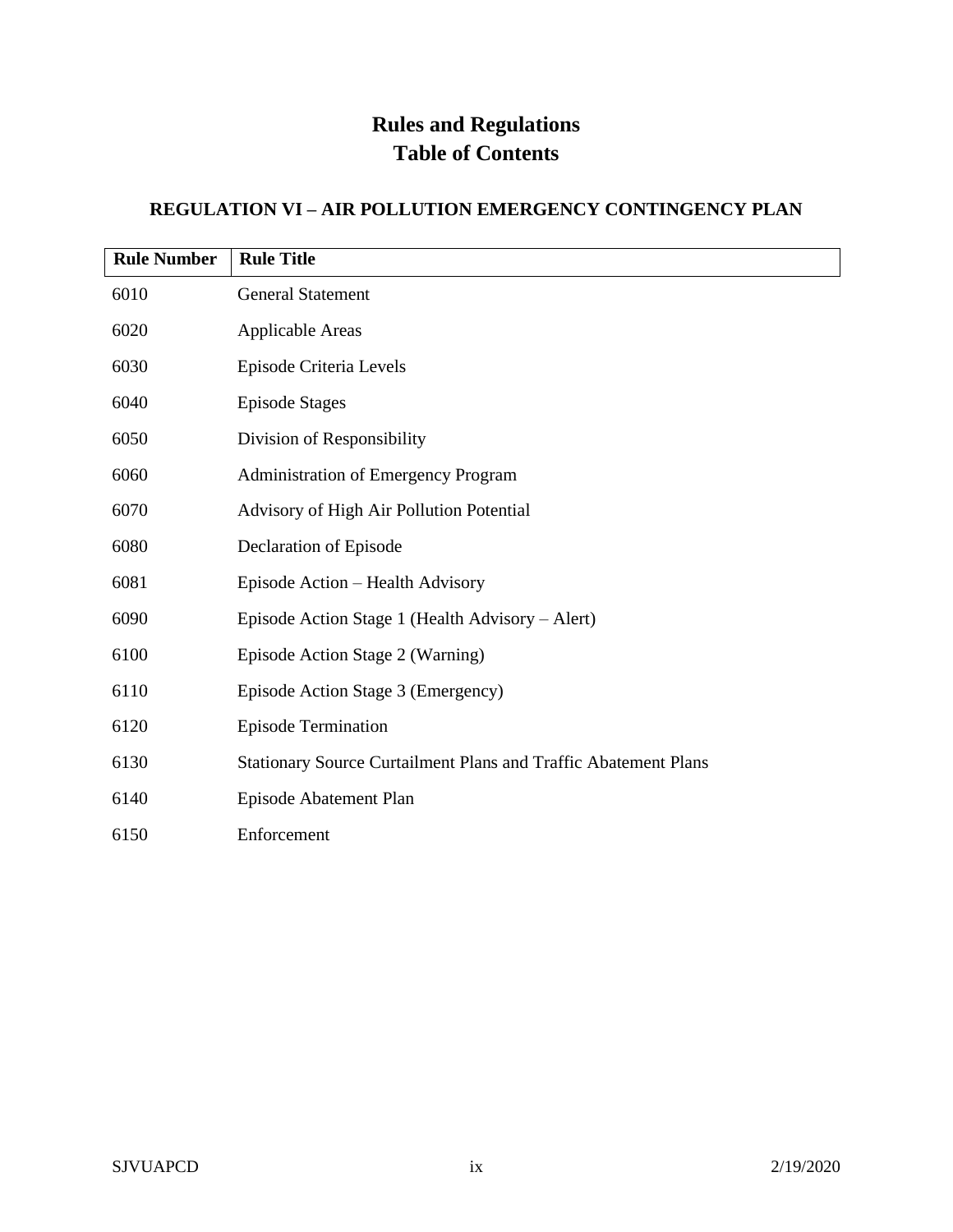# Rules and Regulations
# Table of Contents

## REGULATION VI – AIR POLLUTION EMERGENCY CONTINGENCY PLAN

| Rule Number | Rule Title |
|---|---|
| 6010 | General Statement |
| 6020 | Applicable Areas |
| 6030 | Episode Criteria Levels |
| 6040 | Episode Stages |
| 6050 | Division of Responsibility |
| 6060 | Administration of Emergency Program |
| 6070 | Advisory of High Air Pollution Potential |
| 6080 | Declaration of Episode |
| 6081 | Episode Action – Health Advisory |
| 6090 | Episode Action Stage 1 (Health Advisory – Alert) |
| 6100 | Episode Action Stage 2 (Warning) |
| 6110 | Episode Action Stage 3 (Emergency) |
| 6120 | Episode Termination |
| 6130 | Stationary Source Curtailment Plans and Traffic Abatement Plans |
| 6140 | Episode Abatement Plan |
| 6150 | Enforcement |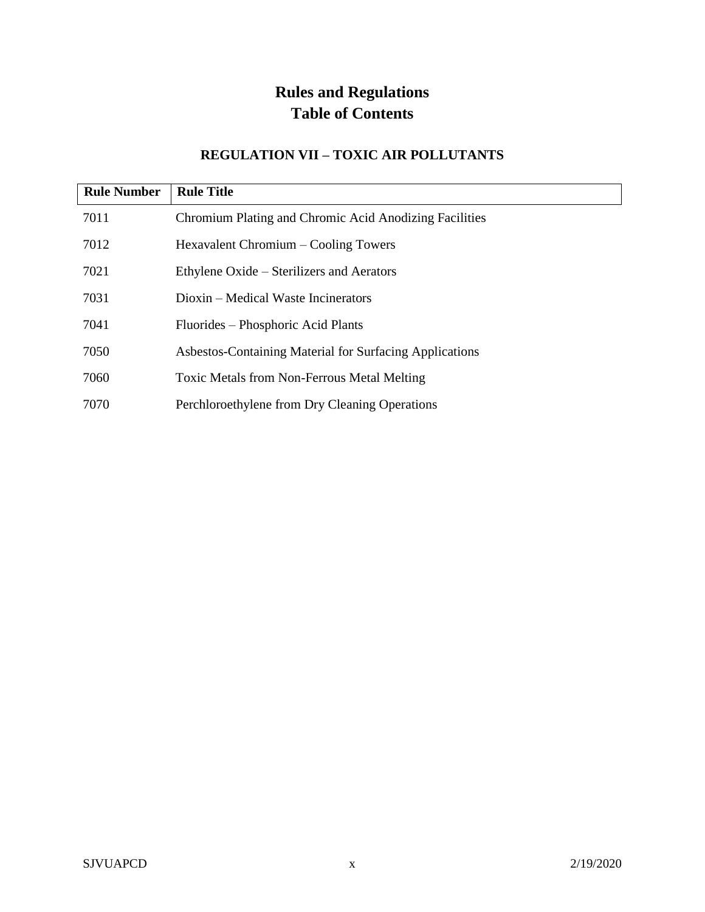# Rules and Regulations
# Table of Contents

## REGULATION VII – TOXIC AIR POLLUTANTS

| Rule Number | Rule Title |
|---|---|
| 7011 | Chromium Plating and Chromic Acid Anodizing Facilities |
| 7012 | Hexavalent Chromium – Cooling Towers |
| 7021 | Ethylene Oxide – Sterilizers and Aerators |
| 7031 | Dioxin – Medical Waste Incinerators |
| 7041 | Fluorides – Phosphoric Acid Plants |
| 7050 | Asbestos-Containing Material for Surfacing Applications |
| 7060 | Toxic Metals from Non-Ferrous Metal Melting |
| 7070 | Perchloroethylene from Dry Cleaning Operations |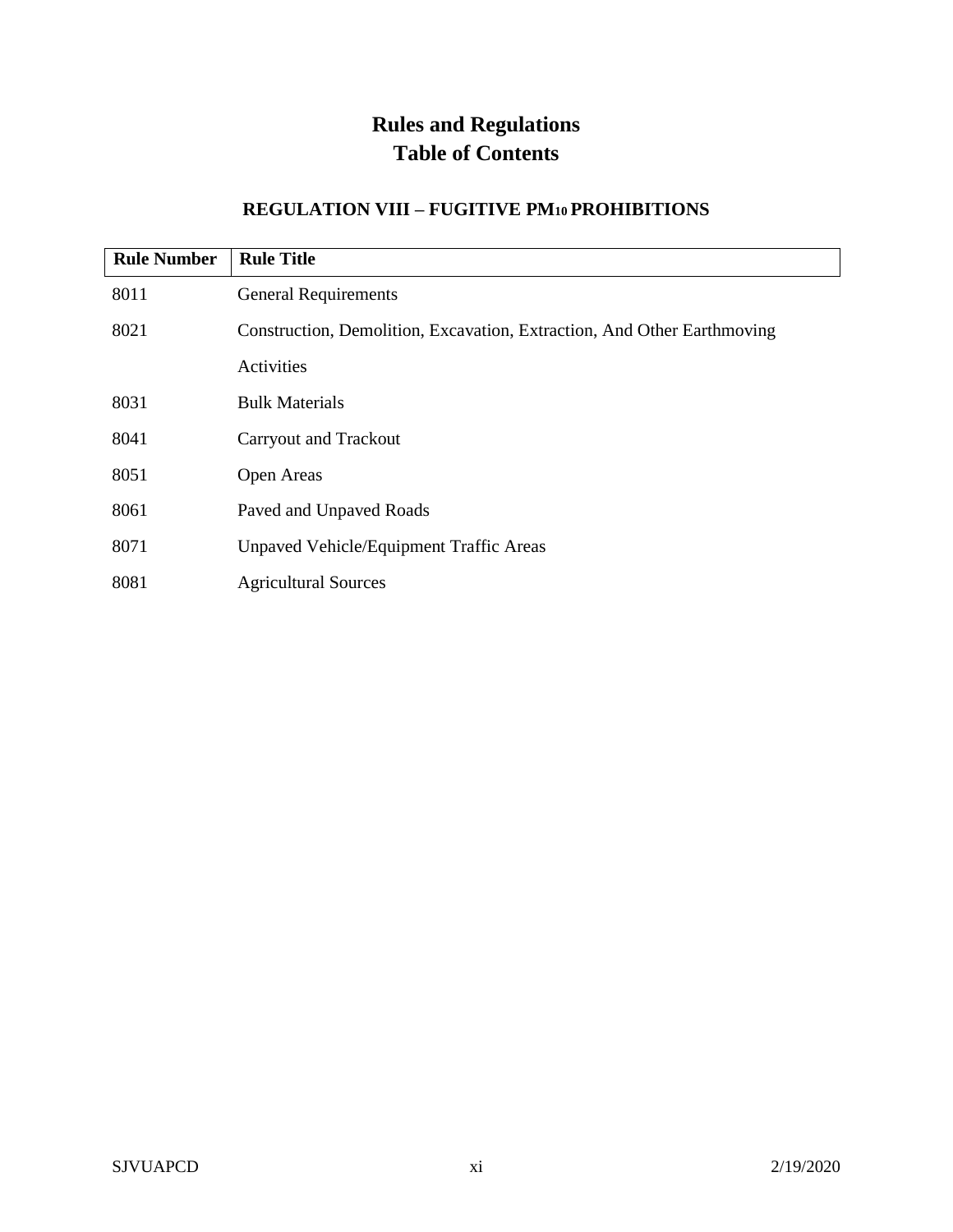# Rules and Regulations
# Table of Contents

## REGULATION VIII – FUGITIVE $PM_{10}$ PROHIBITIONS

| Rule Number | Rule Title |
|---|---|
| 8011 | General Requirements |
| 8021 | Construction, Demolition, Excavation, Extraction, And Other Earthmoving Activities |
| 8031 | Bulk Materials |
| 8041 | Carryout and Trackout |
| 8051 | Open Areas |
| 8061 | Paved and Unpaved Roads |
| 8071 | Unpaved Vehicle/Equipment Traffic Areas |
| 8081 | Agricultural Sources |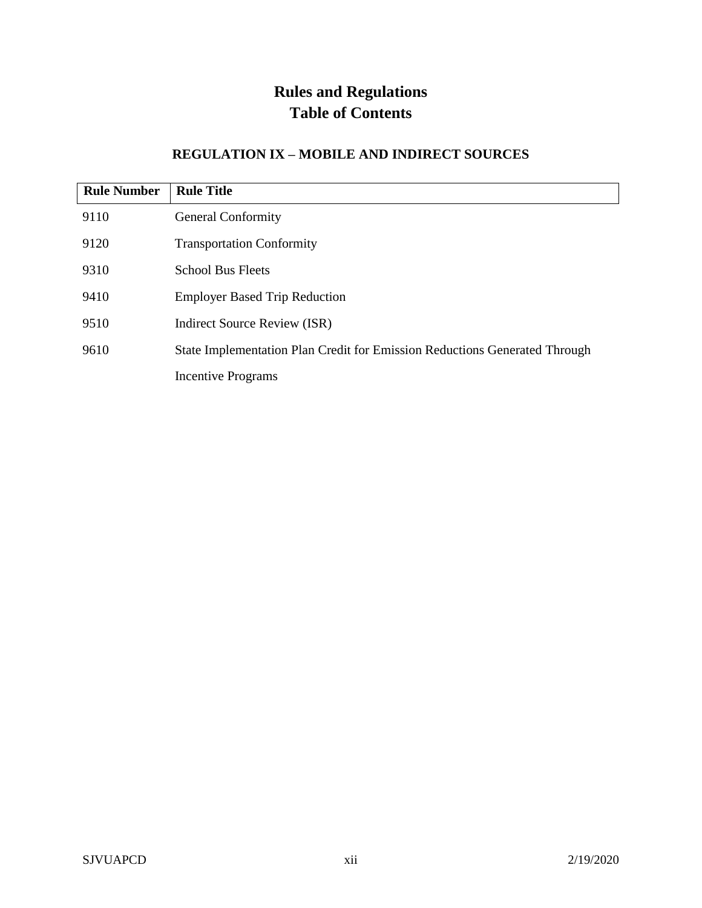# Rules and Regulations
# Table of Contents

## REGULATION IX – MOBILE AND INDIRECT SOURCES

| Rule Number | Rule Title |
|---|---|
| 9110 | General Conformity |
| 9120 | Transportation Conformity |
| 9310 | School Bus Fleets |
| 9410 | Employer Based Trip Reduction |
| 9510 | Indirect Source Review (ISR) |
| 9610 | State Implementation Plan Credit for Emission Reductions Generated Through Incentive Programs |